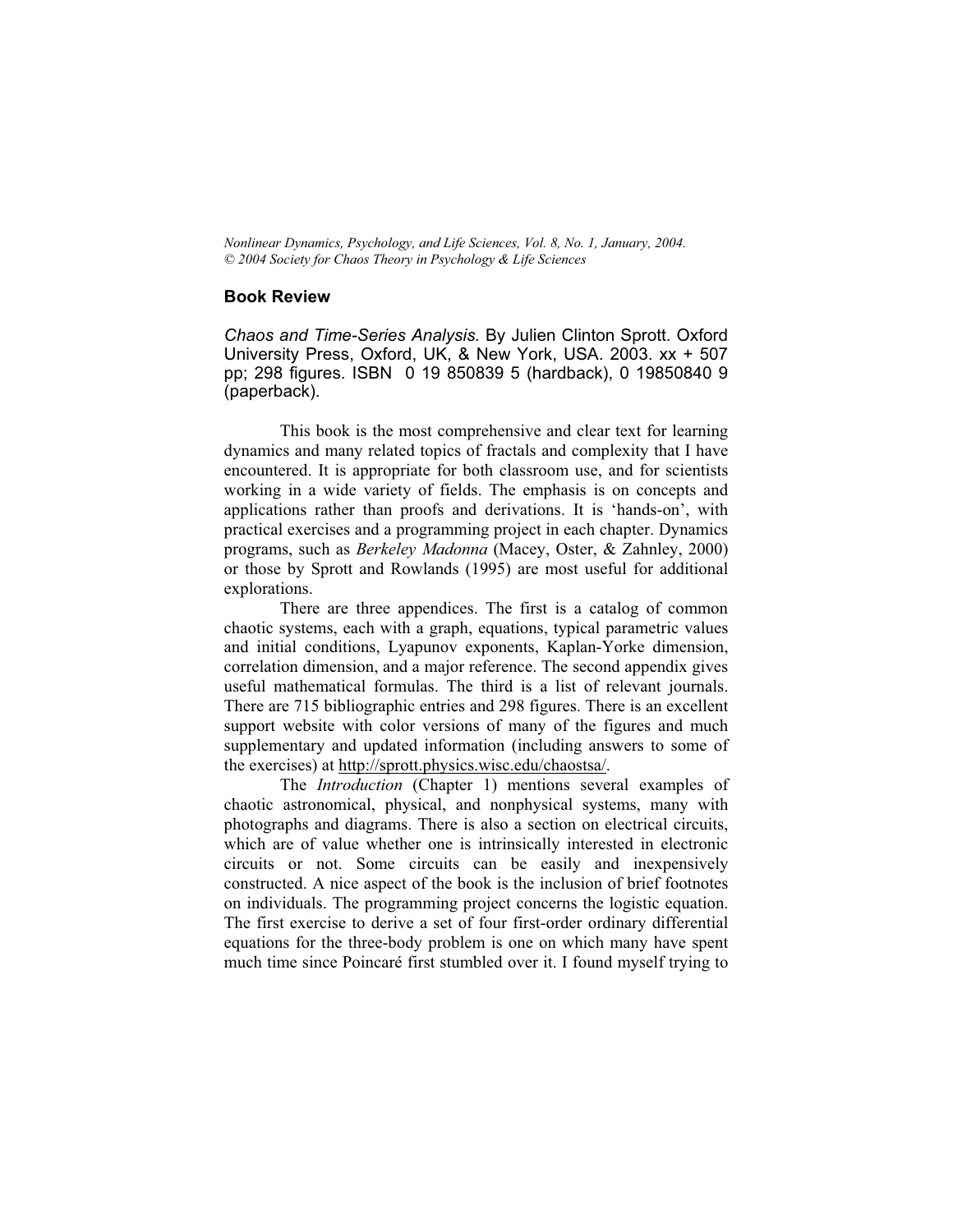*Nonlinear Dynamics, Psychology, and Life Sciences, Vol. 8, No. 1, January, 2004.*
*© 2004 Society for Chaos Theory in Psychology & Life Sciences*

## Book Review

*Chaos and Time-Series Analysis.* By Julien Clinton Sprott. Oxford University Press, Oxford, UK, & New York, USA. 2003. xx + 507 pp; 298 figures. ISBN 0 19 850839 5 (hardback), 0 19850840 9 (paperback).

This book is the most comprehensive and clear text for learning dynamics and many related topics of fractals and complexity that I have encountered. It is appropriate for both classroom use, and for scientists working in a wide variety of fields. The emphasis is on concepts and applications rather than proofs and derivations. It is 'hands-on', with practical exercises and a programming project in each chapter. Dynamics programs, such as *Berkeley Madonna* (Macey, Oster, & Zahnley, 2000) or those by Sprott and Rowlands (1995) are most useful for additional explorations.

There are three appendices. The first is a catalog of common chaotic systems, each with a graph, equations, typical parametric values and initial conditions, Lyapunov exponents, Kaplan-Yorke dimension, correlation dimension, and a major reference. The second appendix gives useful mathematical formulas. The third is a list of relevant journals. There are 715 bibliographic entries and 298 figures. There is an excellent support website with color versions of many of the figures and much supplementary and updated information (including answers to some of the exercises) at http://sprott.physics.wisc.edu/chaostsa/.

The *Introduction* (Chapter 1) mentions several examples of chaotic astronomical, physical, and nonphysical systems, many with photographs and diagrams. There is also a section on electrical circuits, which are of value whether one is intrinsically interested in electronic circuits or not. Some circuits can be easily and inexpensively constructed. A nice aspect of the book is the inclusion of brief footnotes on individuals. The programming project concerns the logistic equation. The first exercise to derive a set of four first-order ordinary differential equations for the three-body problem is one on which many have spent much time since Poincaré first stumbled over it. I found myself trying to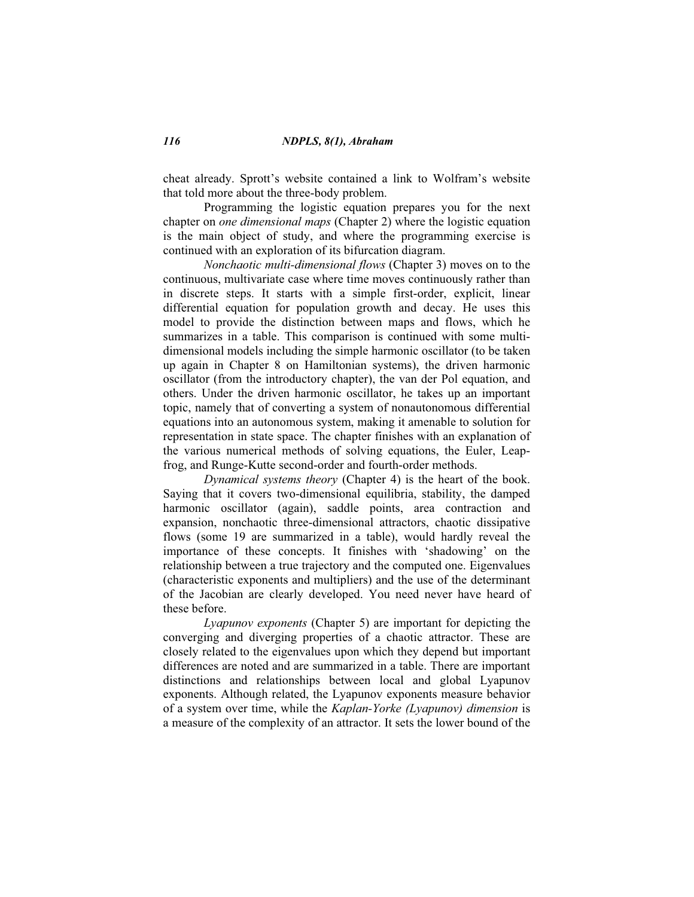cheat already. Sprott's website contained a link to Wolfram's website that told more about the three-body problem.

Programming the logistic equation prepares you for the next chapter on *one dimensional maps* (Chapter 2) where the logistic equation is the main object of study, and where the programming exercise is continued with an exploration of its bifurcation diagram.

*Nonchaotic multi-dimensional flows* (Chapter 3) moves on to the continuous, multivariate case where time moves continuously rather than in discrete steps. It starts with a simple first-order, explicit, linear differential equation for population growth and decay. He uses this model to provide the distinction between maps and flows, which he summarizes in a table. This comparison is continued with some multi-dimensional models including the simple harmonic oscillator (to be taken up again in Chapter 8 on Hamiltonian systems), the driven harmonic oscillator (from the introductory chapter), the van der Pol equation, and others. Under the driven harmonic oscillator, he takes up an important topic, namely that of converting a system of nonautonomous differential equations into an autonomous system, making it amenable to solution for representation in state space. The chapter finishes with an explanation of the various numerical methods of solving equations, the Euler, Leap-frog, and Runge-Kutte second-order and fourth-order methods.

*Dynamical systems theory* (Chapter 4) is the heart of the book. Saying that it covers two-dimensional equilibria, stability, the damped harmonic oscillator (again), saddle points, area contraction and expansion, nonchaotic three-dimensional attractors, chaotic dissipative flows (some 19 are summarized in a table), would hardly reveal the importance of these concepts. It finishes with 'shadowing' on the relationship between a true trajectory and the computed one. Eigenvalues (characteristic exponents and multipliers) and the use of the determinant of the Jacobian are clearly developed. You need never have heard of these before.

*Lyapunov exponents* (Chapter 5) are important for depicting the converging and diverging properties of a chaotic attractor. These are closely related to the eigenvalues upon which they depend but important differences are noted and are summarized in a table. There are important distinctions and relationships between local and global Lyapunov exponents. Although related, the Lyapunov exponents measure behavior of a system over time, while the *Kaplan-Yorke (Lyapunov) dimension* is a measure of the complexity of an attractor. It sets the lower bound of the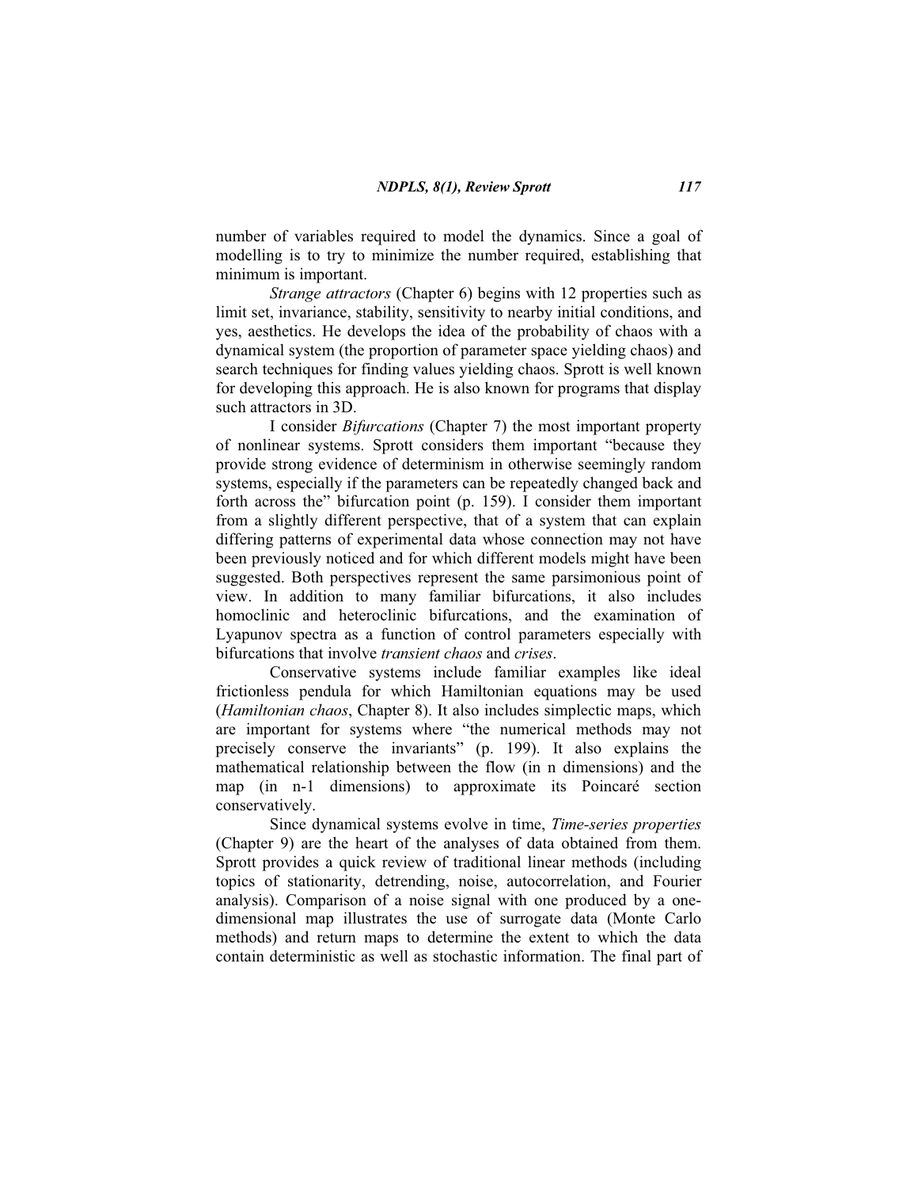number of variables required to model the dynamics. Since a goal of modelling is to try to minimize the number required, establishing that minimum is important.

*Strange attractors* (Chapter 6) begins with 12 properties such as limit set, invariance, stability, sensitivity to nearby initial conditions, and yes, aesthetics. He develops the idea of the probability of chaos with a dynamical system (the proportion of parameter space yielding chaos) and search techniques for finding values yielding chaos. Sprott is well known for developing this approach. He is also known for programs that display such attractors in 3D.

I consider *Bifurcations* (Chapter 7) the most important property of nonlinear systems. Sprott considers them important "because they provide strong evidence of determinism in otherwise seemingly random systems, especially if the parameters can be repeatedly changed back and forth across the" bifurcation point (p. 159). I consider them important from a slightly different perspective, that of a system that can explain differing patterns of experimental data whose connection may not have been previously noticed and for which different models might have been suggested. Both perspectives represent the same parsimonious point of view. In addition to many familiar bifurcations, it also includes homoclinic and heteroclinic bifurcations, and the examination of Lyapunov spectra as a function of control parameters especially with bifurcations that involve *transient chaos* and *crises*.

Conservative systems include familiar examples like ideal frictionless pendula for which Hamiltonian equations may be used (*Hamiltonian chaos*, Chapter 8). It also includes simplectic maps, which are important for systems where "the numerical methods may not precisely conserve the invariants" (p. 199). It also explains the mathematical relationship between the flow (in n dimensions) and the map (in n-1 dimensions) to approximate its Poincaré section conservatively.

Since dynamical systems evolve in time, *Time-series properties* (Chapter 9) are the heart of the analyses of data obtained from them. Sprott provides a quick review of traditional linear methods (including topics of stationarity, detrending, noise, autocorrelation, and Fourier analysis). Comparison of a noise signal with one produced by a one-dimensional map illustrates the use of surrogate data (Monte Carlo methods) and return maps to determine the extent to which the data contain deterministic as well as stochastic information. The final part of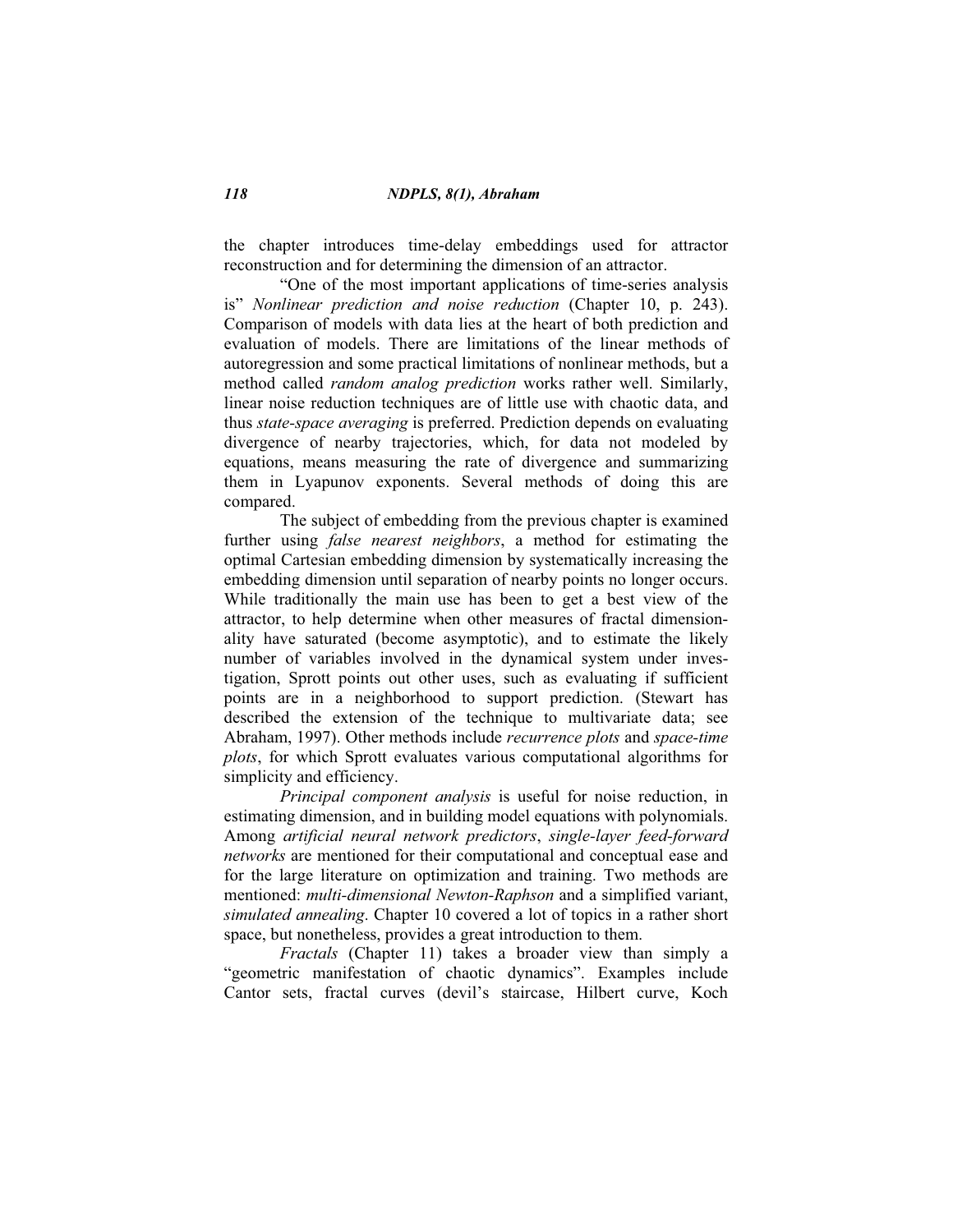the chapter introduces time-delay embeddings used for attractor reconstruction and for determining the dimension of an attractor.

"One of the most important applications of time-series analysis is" *Nonlinear prediction and noise reduction* (Chapter 10, p. 243). Comparison of models with data lies at the heart of both prediction and evaluation of models. There are limitations of the linear methods of autoregression and some practical limitations of nonlinear methods, but a method called *random analog prediction* works rather well. Similarly, linear noise reduction techniques are of little use with chaotic data, and thus *state-space averaging* is preferred. Prediction depends on evaluating divergence of nearby trajectories, which, for data not modeled by equations, means measuring the rate of divergence and summarizing them in Lyapunov exponents. Several methods of doing this are compared.

The subject of embedding from the previous chapter is examined further using *false nearest neighbors*, a method for estimating the optimal Cartesian embedding dimension by systematically increasing the embedding dimension until separation of nearby points no longer occurs. While traditionally the main use has been to get a best view of the attractor, to help determine when other measures of fractal dimensionality have saturated (become asymptotic), and to estimate the likely number of variables involved in the dynamical system under investigation, Sprott points out other uses, such as evaluating if sufficient points are in a neighborhood to support prediction. (Stewart has described the extension of the technique to multivariate data; see Abraham, 1997). Other methods include *recurrence plots* and *space-time plots*, for which Sprott evaluates various computational algorithms for simplicity and efficiency.

*Principal component analysis* is useful for noise reduction, in estimating dimension, and in building model equations with polynomials. Among *artificial neural network predictors*, *single-layer feed-forward networks* are mentioned for their computational and conceptual ease and for the large literature on optimization and training. Two methods are mentioned: *multi-dimensional Newton-Raphson* and a simplified variant, *simulated annealing*. Chapter 10 covered a lot of topics in a rather short space, but nonetheless, provides a great introduction to them.

*Fractals* (Chapter 11) takes a broader view than simply a "geometric manifestation of chaotic dynamics". Examples include Cantor sets, fractal curves (devil's staircase, Hilbert curve, Koch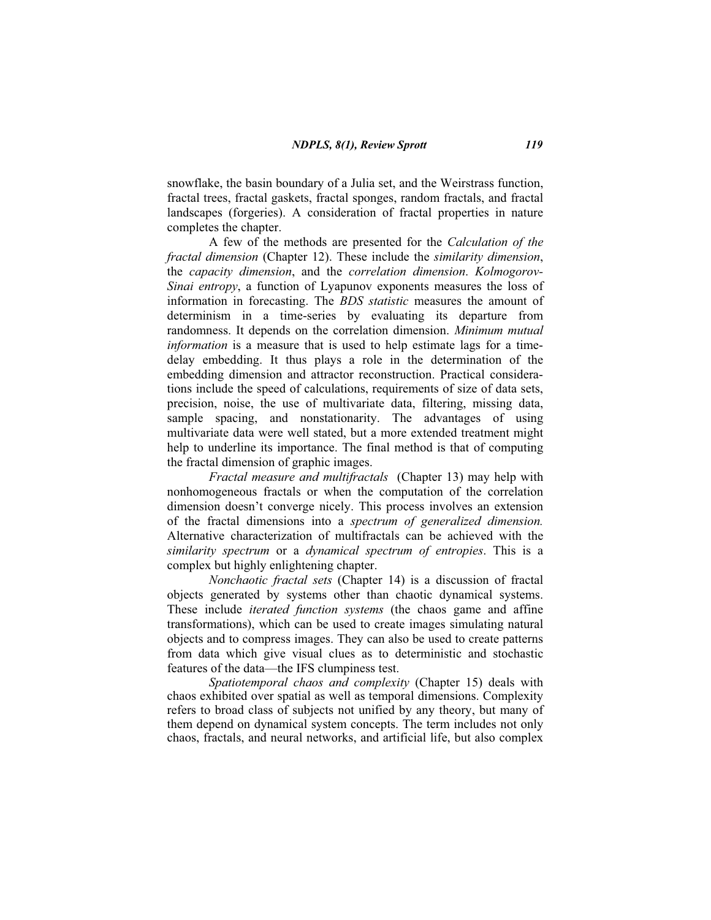snowflake, the basin boundary of a Julia set, and the Weirstrass function, fractal trees, fractal gaskets, fractal sponges, random fractals, and fractal landscapes (forgeries). A consideration of fractal properties in nature completes the chapter.

A few of the methods are presented for the *Calculation of the fractal dimension* (Chapter 12). These include the *similarity dimension*, the *capacity dimension*, and the *correlation dimension*. *Kolmogorov-Sinai entropy*, a function of Lyapunov exponents measures the loss of information in forecasting. The *BDS statistic* measures the amount of determinism in a time-series by evaluating its departure from randomness. It depends on the correlation dimension. *Minimum mutual information* is a measure that is used to help estimate lags for a time-delay embedding. It thus plays a role in the determination of the embedding dimension and attractor reconstruction. Practical considerations include the speed of calculations, requirements of size of data sets, precision, noise, the use of multivariate data, filtering, missing data, sample spacing, and nonstationarity. The advantages of using multivariate data were well stated, but a more extended treatment might help to underline its importance. The final method is that of computing the fractal dimension of graphic images.

*Fractal measure and multifractals* (Chapter 13) may help with nonhomogeneous fractals or when the computation of the correlation dimension doesn't converge nicely. This process involves an extension of the fractal dimensions into a *spectrum of generalized dimension.* Alternative characterization of multifractals can be achieved with the *similarity spectrum* or a *dynamical spectrum of entropies*. This is a complex but highly enlightening chapter.

*Nonchaotic fractal sets* (Chapter 14) is a discussion of fractal objects generated by systems other than chaotic dynamical systems. These include *iterated function systems* (the chaos game and affine transformations), which can be used to create images simulating natural objects and to compress images. They can also be used to create patterns from data which give visual clues as to deterministic and stochastic features of the data—the IFS clumpiness test.

*Spatiotemporal chaos and complexity* (Chapter 15) deals with chaos exhibited over spatial as well as temporal dimensions. Complexity refers to broad class of subjects not unified by any theory, but many of them depend on dynamical system concepts. The term includes not only chaos, fractals, and neural networks, and artificial life, but also complex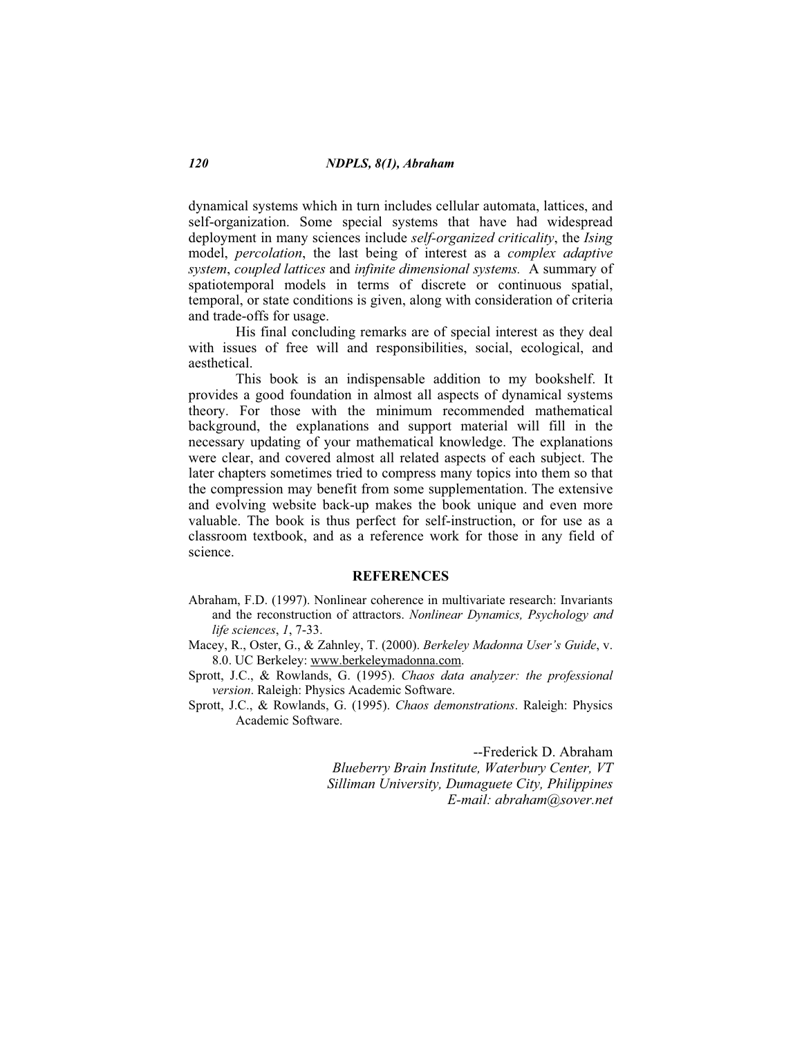dynamical systems which in turn includes cellular automata, lattices, and self-organization. Some special systems that have had widespread deployment in many sciences include *self-organized criticality*, the *Ising* model, *percolation*, the last being of interest as a *complex adaptive system*, *coupled lattices* and *infinite dimensional systems.* A summary of spatiotemporal models in terms of discrete or continuous spatial, temporal, or state conditions is given, along with consideration of criteria and trade-offs for usage.

His final concluding remarks are of special interest as they deal with issues of free will and responsibilities, social, ecological, and aesthetical.

This book is an indispensable addition to my bookshelf. It provides a good foundation in almost all aspects of dynamical systems theory. For those with the minimum recommended mathematical background, the explanations and support material will fill in the necessary updating of your mathematical knowledge. The explanations were clear, and covered almost all related aspects of each subject. The later chapters sometimes tried to compress many topics into them so that the compression may benefit from some supplementation. The extensive and evolving website back-up makes the book unique and even more valuable. The book is thus perfect for self-instruction, or for use as a classroom textbook, and as a reference work for those in any field of science.

## REFERENCES

Abraham, F.D. (1997). Nonlinear coherence in multivariate research: Invariants and the reconstruction of attractors. *Nonlinear Dynamics, Psychology and life sciences*, *1*, 7-33.

Macey, R., Oster, G., & Zahnley, T. (2000). *Berkeley Madonna User's Guide*, v. 8.0. UC Berkeley: www.berkeleymadonna.com.

Sprott, J.C., & Rowlands, G. (1995). *Chaos data analyzer: the professional version*. Raleigh: Physics Academic Software.

Sprott, J.C., & Rowlands, G. (1995). *Chaos demonstrations*. Raleigh: Physics Academic Software.

--Frederick D. Abraham
*Blueberry Brain Institute, Waterbury Center, VT*
*Silliman University, Dumaguete City, Philippines*
*E-mail: abraham@sover.net*